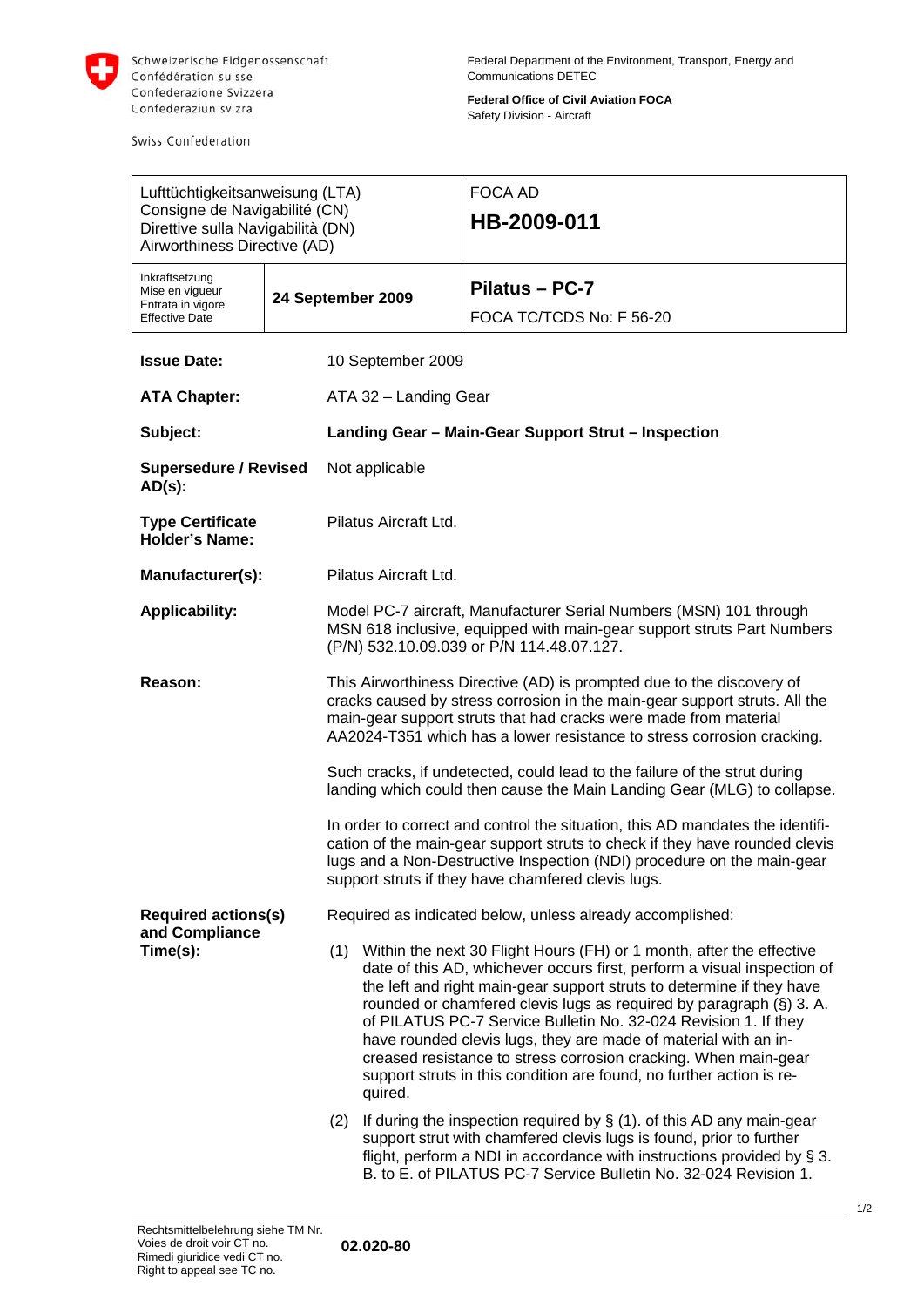Schweizerische Eidgenossenschaft
Confédération suisse
Confederazione Svizzera
Confederaziun svizra

Swiss Confederation

Federal Department of the Environment, Transport, Energy and Communications DETEC

**Federal Office of Civil Aviation FOCA**
Safety Division - Aircraft

| Lufttüchtigkeitsanweisung (LTA)<br>Consigne de Navigabilité (CN)<br>Direttive sulla Navigabilità (DN)<br>Airworthiness Directive (AD) | | FOCA AD<br>**HB-2009-011** |
|---|---|---|
| Inkraftsetzung<br>Mise en vigueur<br>Entrata in vigore<br>Effective Date | **24 September 2009** | **Pilatus – PC-7**<br>FOCA TC/TCDS No: F 56-20 |

**Issue Date:** 10 September 2009

**ATA Chapter:** ATA 32 – Landing Gear

**Subject:** **Landing Gear – Main-Gear Support Strut – Inspection**

**Supersedure / Revised AD(s):** Not applicable

**Type Certificate Holder's Name:** Pilatus Aircraft Ltd.

**Manufacturer(s):** Pilatus Aircraft Ltd.

**Applicability:** Model PC-7 aircraft, Manufacturer Serial Numbers (MSN) 101 through MSN 618 inclusive, equipped with main-gear support struts Part Numbers (P/N) 532.10.09.039 or P/N 114.48.07.127.

**Reason:** This Airworthiness Directive (AD) is prompted due to the discovery of cracks caused by stress corrosion in the main-gear support struts. All the main-gear support struts that had cracks were made from material AA2024-T351 which has a lower resistance to stress corrosion cracking.

Such cracks, if undetected, could lead to the failure of the strut during landing which could then cause the Main Landing Gear (MLG) to collapse.

In order to correct and control the situation, this AD mandates the identification of the main-gear support struts to check if they have rounded clevis lugs and a Non-Destructive Inspection (NDI) procedure on the main-gear support struts if they have chamfered clevis lugs.

**Required actions(s) and Compliance Time(s):** Required as indicated below, unless already accomplished:

(1) Within the next 30 Flight Hours (FH) or 1 month, after the effective date of this AD, whichever occurs first, perform a visual inspection of the left and right main-gear support struts to determine if they have rounded or chamfered clevis lugs as required by paragraph (§) 3. A. of PILATUS PC-7 Service Bulletin No. 32-024 Revision 1. If they have rounded clevis lugs, they are made of material with an increased resistance to stress corrosion cracking. When main-gear support struts in this condition are found, no further action is required.

(2) If during the inspection required by § (1). of this AD any main-gear support strut with chamfered clevis lugs is found, prior to further flight, perform a NDI in accordance with instructions provided by § 3. B. to E. of PILATUS PC-7 Service Bulletin No. 32-024 Revision 1.

Rechtsmittelbelehrung siehe TM Nr.
Voies de droit voir CT no.
Rimedi giuridice vedi CT no.
Right to appeal see TC no.
**02.020-80**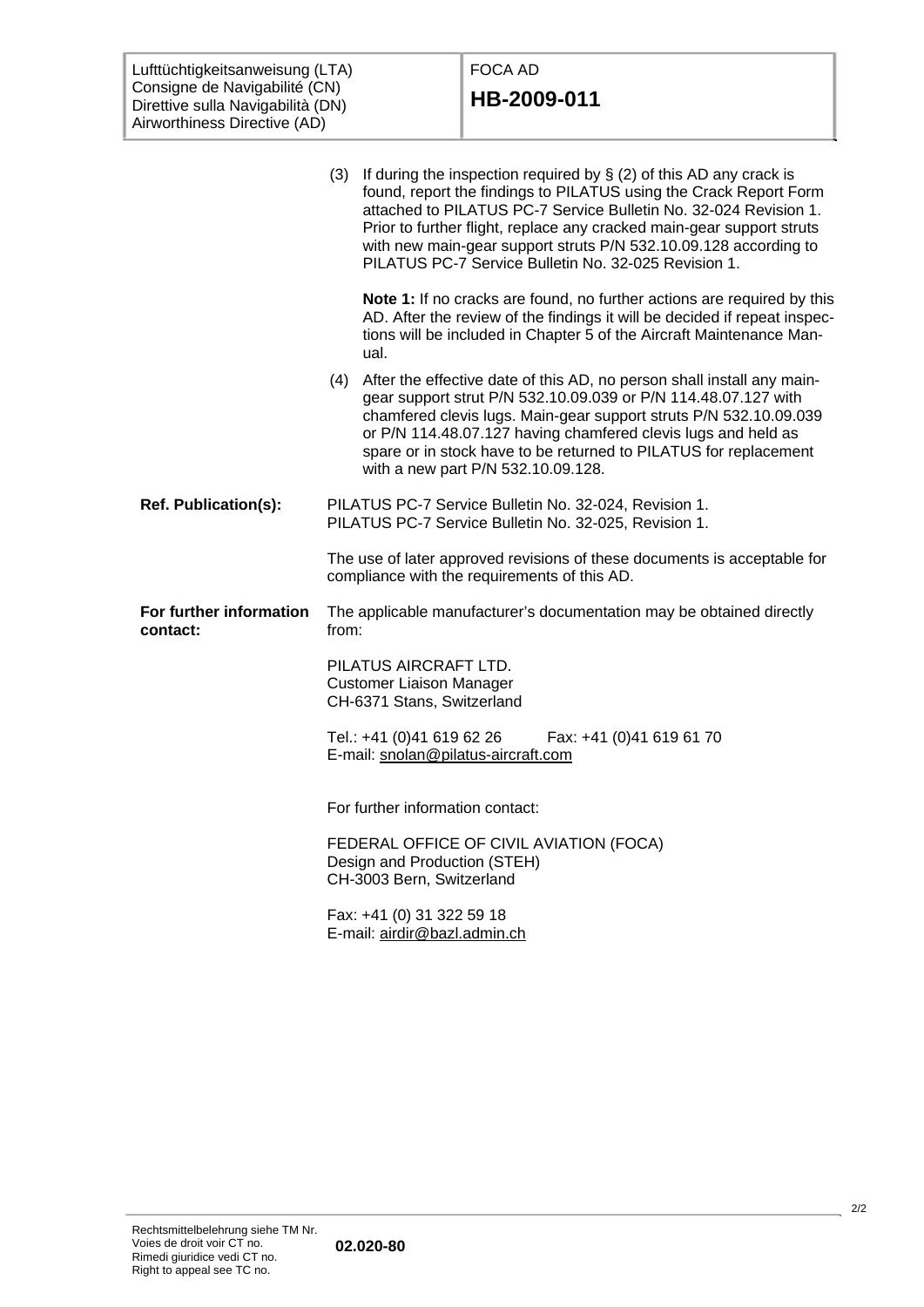(3) If during the inspection required by § (2) of this AD any crack is found, report the findings to PILATUS using the Crack Report Form attached to PILATUS PC-7 Service Bulletin No. 32-024 Revision 1. Prior to further flight, replace any cracked main-gear support struts with new main-gear support struts P/N 532.10.09.128 according to PILATUS PC-7 Service Bulletin No. 32-025 Revision 1.

**Note 1:** If no cracks are found, no further actions are required by this AD. After the review of the findings it will be decided if repeat inspections will be included in Chapter 5 of the Aircraft Maintenance Manual.

(4) After the effective date of this AD, no person shall install any main-gear support strut P/N 532.10.09.039 or P/N 114.48.07.127 with chamfered clevis lugs. Main-gear support struts P/N 532.10.09.039 or P/N 114.48.07.127 having chamfered clevis lugs and held as spare or in stock have to be returned to PILATUS for replacement with a new part P/N 532.10.09.128.

**Ref. Publication(s):**

PILATUS PC-7 Service Bulletin No. 32-024, Revision 1.
PILATUS PC-7 Service Bulletin No. 32-025, Revision 1.

The use of later approved revisions of these documents is acceptable for compliance with the requirements of this AD.

**For further information contact:**

The applicable manufacturer's documentation may be obtained directly from:

PILATUS AIRCRAFT LTD.
Customer Liaison Manager
CH-6371 Stans, Switzerland

Tel.: +41 (0)41 619 62 26 Fax: +41 (0)41 619 61 70
E-mail: snolan@pilatus-aircraft.com

For further information contact:

FEDERAL OFFICE OF CIVIL AVIATION (FOCA)
Design and Production (STEH)
CH-3003 Bern, Switzerland

Fax: +41 (0) 31 322 59 18
E-mail: airdir@bazl.admin.ch